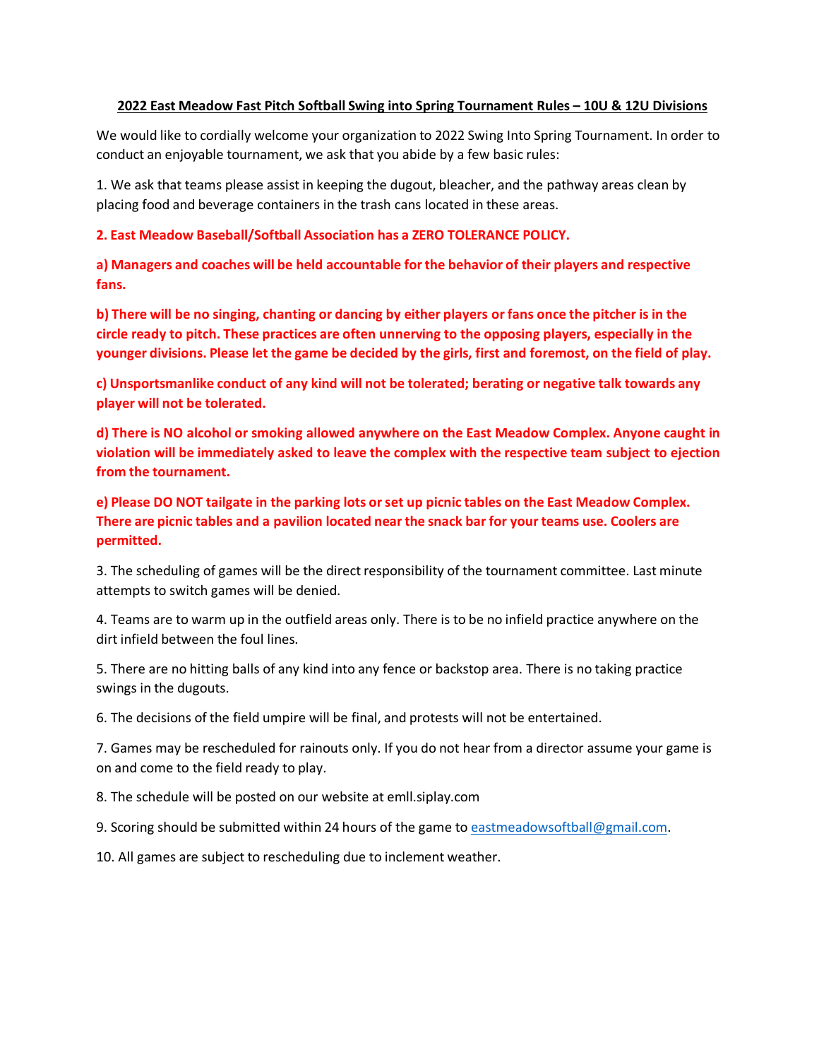# 2022 East Meadow Fast Pitch Softball Swing into Spring Tournament Rules – 10U & 12U Divisions

We would like to cordially welcome your organization to 2022 Swing Into Spring Tournament. In order to conduct an enjoyable tournament, we ask that you abide by a few basic rules:

1. We ask that teams please assist in keeping the dugout, bleacher, and the pathway areas clean by placing food and beverage containers in the trash cans located in these areas.

**2. East Meadow Baseball/Softball Association has a ZERO TOLERANCE POLICY.**

**a) Managers and coaches will be held accountable for the behavior of their players and respective fans.**

**b) There will be no singing, chanting or dancing by either players or fans once the pitcher is in the circle ready to pitch. These practices are often unnerving to the opposing players, especially in the younger divisions. Please let the game be decided by the girls, first and foremost, on the field of play.**

**c) Unsportsmanlike conduct of any kind will not be tolerated; berating or negative talk towards any player will not be tolerated.**

**d) There is NO alcohol or smoking allowed anywhere on the East Meadow Complex. Anyone caught in violation will be immediately asked to leave the complex with the respective team subject to ejection from the tournament.**

**e) Please DO NOT tailgate in the parking lots or set up picnic tables on the East Meadow Complex. There are picnic tables and a pavilion located near the snack bar for your teams use. Coolers are permitted.**

3. The scheduling of games will be the direct responsibility of the tournament committee. Last minute attempts to switch games will be denied.

4. Teams are to warm up in the outfield areas only. There is to be no infield practice anywhere on the dirt infield between the foul lines.

5. There are no hitting balls of any kind into any fence or backstop area. There is no taking practice swings in the dugouts.

6. The decisions of the field umpire will be final, and protests will not be entertained.

7. Games may be rescheduled for rainouts only. If you do not hear from a director assume your game is on and come to the field ready to play.

8. The schedule will be posted on our website at emll.siplay.com

9. Scoring should be submitted within 24 hours of the game to eastmeadowsoftball@gmail.com.

10. All games are subject to rescheduling due to inclement weather.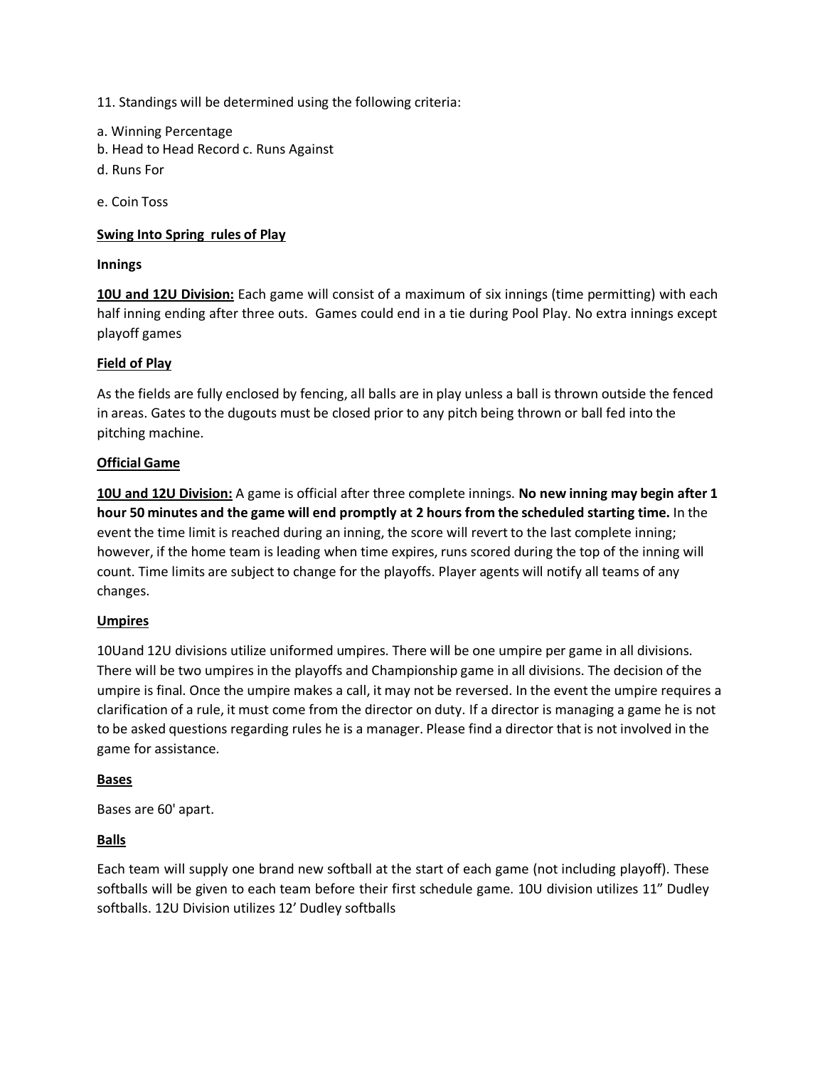11. Standings will be determined using the following criteria:

a. Winning Percentage
b. Head to Head Record c. Runs Against
d. Runs For

e. Coin Toss

**Swing Into Spring  rules of Play**

**Innings**

**10U and 12U Division:** Each game will consist of a maximum of six innings (time permitting) with each half inning ending after three outs.  Games could end in a tie during Pool Play. No extra innings except playoff games

**Field of Play**

As the fields are fully enclosed by fencing, all balls are in play unless a ball is thrown outside the fenced in areas. Gates to the dugouts must be closed prior to any pitch being thrown or ball fed into the pitching machine.

**Official Game**

**10U and 12U Division:** A game is official after three complete innings. **No new inning may begin after 1 hour 50 minutes and the game will end promptly at 2 hours from the scheduled starting time.** In the event the time limit is reached during an inning, the score will revert to the last complete inning; however, if the home team is leading when time expires, runs scored during the top of the inning will count. Time limits are subject to change for the playoffs. Player agents will notify all teams of any changes.

**Umpires**

10Uand 12U divisions utilize uniformed umpires. There will be one umpire per game in all divisions. There will be two umpires in the playoffs and Championship game in all divisions. The decision of the umpire is final. Once the umpire makes a call, it may not be reversed. In the event the umpire requires a clarification of a rule, it must come from the director on duty. If a director is managing a game he is not to be asked questions regarding rules he is a manager. Please find a director that is not involved in the game for assistance.

**Bases**

Bases are 60' apart.

**Balls**

Each team will supply one brand new softball at the start of each game (not including playoff). These softballs will be given to each team before their first schedule game. 10U division utilizes 11" Dudley softballs. 12U Division utilizes 12' Dudley softballs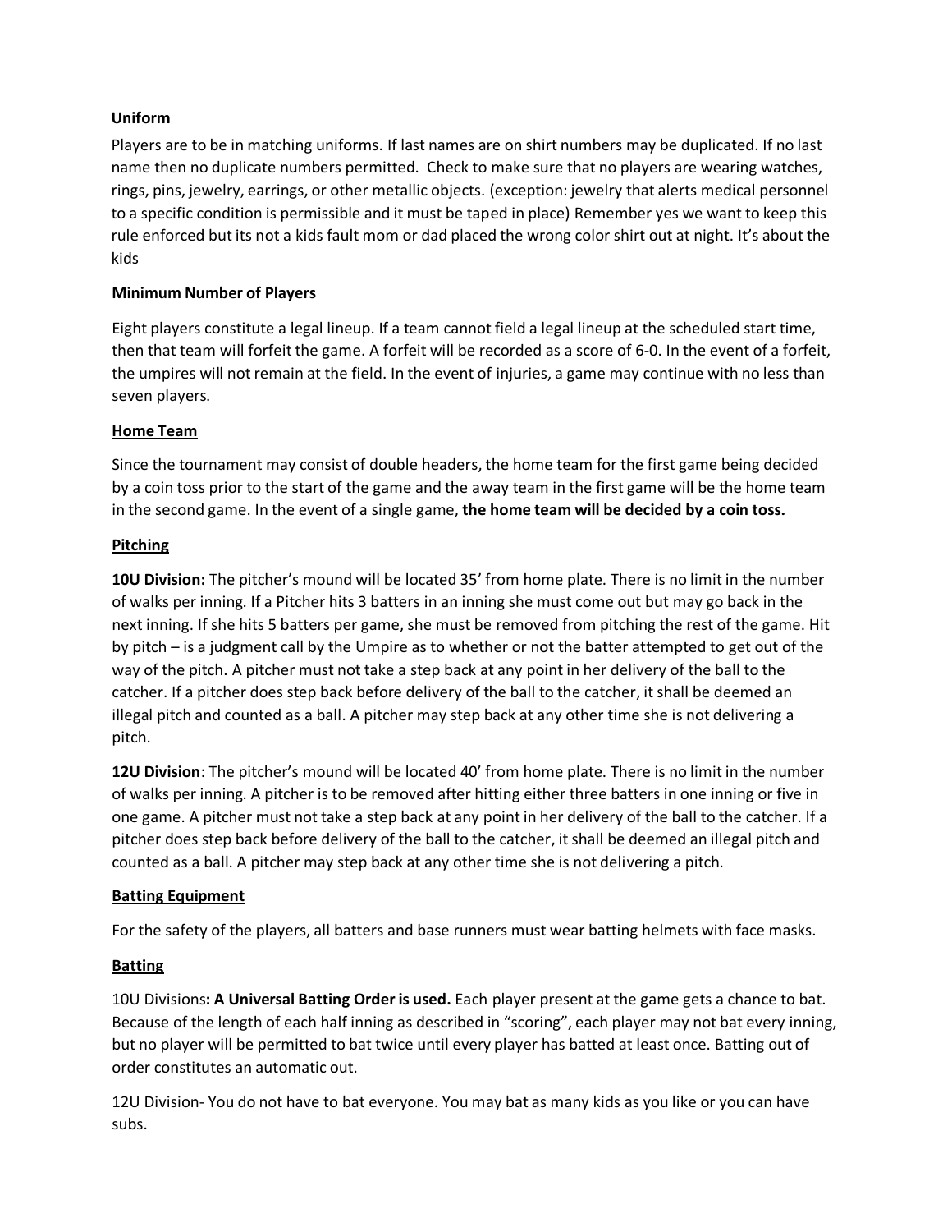## Uniform

Players are to be in matching uniforms. If last names are on shirt numbers may be duplicated. If no last name then no duplicate numbers permitted. Check to make sure that no players are wearing watches, rings, pins, jewelry, earrings, or other metallic objects. (exception: jewelry that alerts medical personnel to a specific condition is permissible and it must be taped in place) Remember yes we want to keep this rule enforced but its not a kids fault mom or dad placed the wrong color shirt out at night. It's about the kids

## Minimum Number of Players

Eight players constitute a legal lineup. If a team cannot field a legal lineup at the scheduled start time, then that team will forfeit the game. A forfeit will be recorded as a score of 6-0. In the event of a forfeit, the umpires will not remain at the field. In the event of injuries, a game may continue with no less than seven players.

## Home Team

Since the tournament may consist of double headers, the home team for the first game being decided by a coin toss prior to the start of the game and the away team in the first game will be the home team in the second game. In the event of a single game, **the home team will be decided by a coin toss.**

## Pitching

**10U Division:** The pitcher's mound will be located 35' from home plate. There is no limit in the number of walks per inning. If a Pitcher hits 3 batters in an inning she must come out but may go back in the next inning. If she hits 5 batters per game, she must be removed from pitching the rest of the game. Hit by pitch – is a judgment call by the Umpire as to whether or not the batter attempted to get out of the way of the pitch. A pitcher must not take a step back at any point in her delivery of the ball to the catcher. If a pitcher does step back before delivery of the ball to the catcher, it shall be deemed an illegal pitch and counted as a ball. A pitcher may step back at any other time she is not delivering a pitch.

**12U Division**: The pitcher's mound will be located 40' from home plate. There is no limit in the number of walks per inning. A pitcher is to be removed after hitting either three batters in one inning or five in one game. A pitcher must not take a step back at any point in her delivery of the ball to the catcher. If a pitcher does step back before delivery of the ball to the catcher, it shall be deemed an illegal pitch and counted as a ball. A pitcher may step back at any other time she is not delivering a pitch.

## Batting Equipment

For the safety of the players, all batters and base runners must wear batting helmets with face masks.

## Batting

10U Divisions**: A Universal Batting Order is used.** Each player present at the game gets a chance to bat. Because of the length of each half inning as described in "scoring", each player may not bat every inning, but no player will be permitted to bat twice until every player has batted at least once. Batting out of order constitutes an automatic out.

12U Division- You do not have to bat everyone. You may bat as many kids as you like or you can have subs.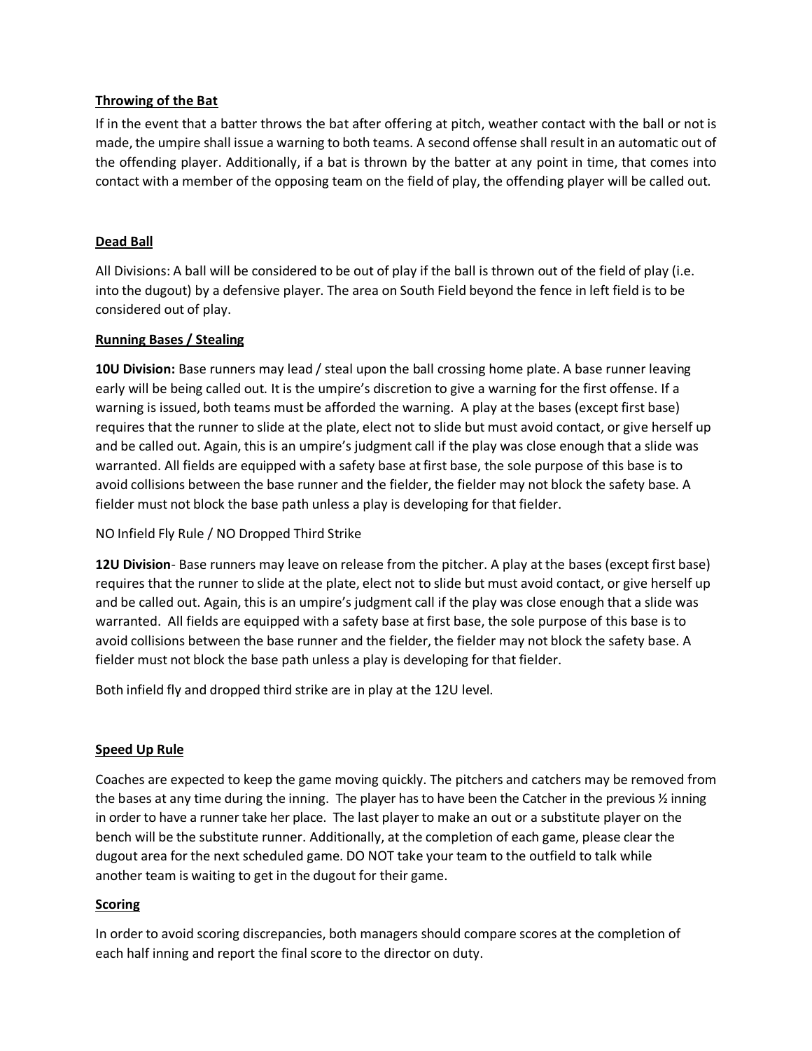**Throwing of the Bat**

If in the event that a batter throws the bat after offering at pitch, weather contact with the ball or not is made, the umpire shall issue a warning to both teams. A second offense shall result in an automatic out of the offending player. Additionally, if a bat is thrown by the batter at any point in time, that comes into contact with a member of the opposing team on the field of play, the offending player will be called out.

**Dead Ball**

All Divisions: A ball will be considered to be out of play if the ball is thrown out of the field of play (i.e. into the dugout) by a defensive player. The area on South Field beyond the fence in left field is to be considered out of play.

**Running Bases / Stealing**

**10U Division:** Base runners may lead / steal upon the ball crossing home plate. A base runner leaving early will be being called out. It is the umpire's discretion to give a warning for the first offense. If a warning is issued, both teams must be afforded the warning. A play at the bases (except first base) requires that the runner to slide at the plate, elect not to slide but must avoid contact, or give herself up and be called out. Again, this is an umpire's judgment call if the play was close enough that a slide was warranted. All fields are equipped with a safety base at first base, the sole purpose of this base is to avoid collisions between the base runner and the fielder, the fielder may not block the safety base. A fielder must not block the base path unless a play is developing for that fielder.

NO Infield Fly Rule / NO Dropped Third Strike

**12U Division**- Base runners may leave on release from the pitcher. A play at the bases (except first base) requires that the runner to slide at the plate, elect not to slide but must avoid contact, or give herself up and be called out. Again, this is an umpire's judgment call if the play was close enough that a slide was warranted. All fields are equipped with a safety base at first base, the sole purpose of this base is to avoid collisions between the base runner and the fielder, the fielder may not block the safety base. A fielder must not block the base path unless a play is developing for that fielder.

Both infield fly and dropped third strike are in play at the 12U level.

**Speed Up Rule**

Coaches are expected to keep the game moving quickly. The pitchers and catchers may be removed from the bases at any time during the inning. The player has to have been the Catcher in the previous ½ inning in order to have a runner take her place. The last player to make an out or a substitute player on the bench will be the substitute runner. Additionally, at the completion of each game, please clear the dugout area for the next scheduled game. DO NOT take your team to the outfield to talk while another team is waiting to get in the dugout for their game.

**Scoring**

In order to avoid scoring discrepancies, both managers should compare scores at the completion of each half inning and report the final score to the director on duty.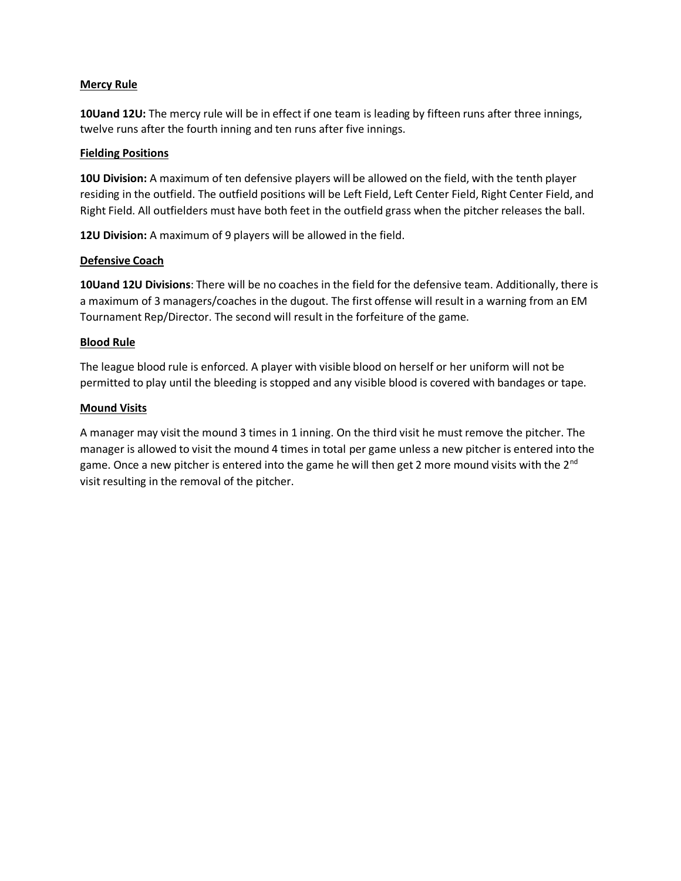**Mercy Rule**

**10Uand 12U:** The mercy rule will be in effect if one team is leading by fifteen runs after three innings, twelve runs after the fourth inning and ten runs after five innings.

**Fielding Positions**

**10U Division:** A maximum of ten defensive players will be allowed on the field, with the tenth player residing in the outfield. The outfield positions will be Left Field, Left Center Field, Right Center Field, and Right Field. All outfielders must have both feet in the outfield grass when the pitcher releases the ball.

**12U Division:** A maximum of 9 players will be allowed in the field.

**Defensive Coach**

**10Uand 12U Divisions**: There will be no coaches in the field for the defensive team. Additionally, there is a maximum of 3 managers/coaches in the dugout. The first offense will result in a warning from an EM Tournament Rep/Director. The second will result in the forfeiture of the game.

**Blood Rule**

The league blood rule is enforced. A player with visible blood on herself or her uniform will not be permitted to play until the bleeding is stopped and any visible blood is covered with bandages or tape.

**Mound Visits**

A manager may visit the mound 3 times in 1 inning. On the third visit he must remove the pitcher. The manager is allowed to visit the mound 4 times in total per game unless a new pitcher is entered into the game. Once a new pitcher is entered into the game he will then get 2 more mound visits with the 2nd visit resulting in the removal of the pitcher.